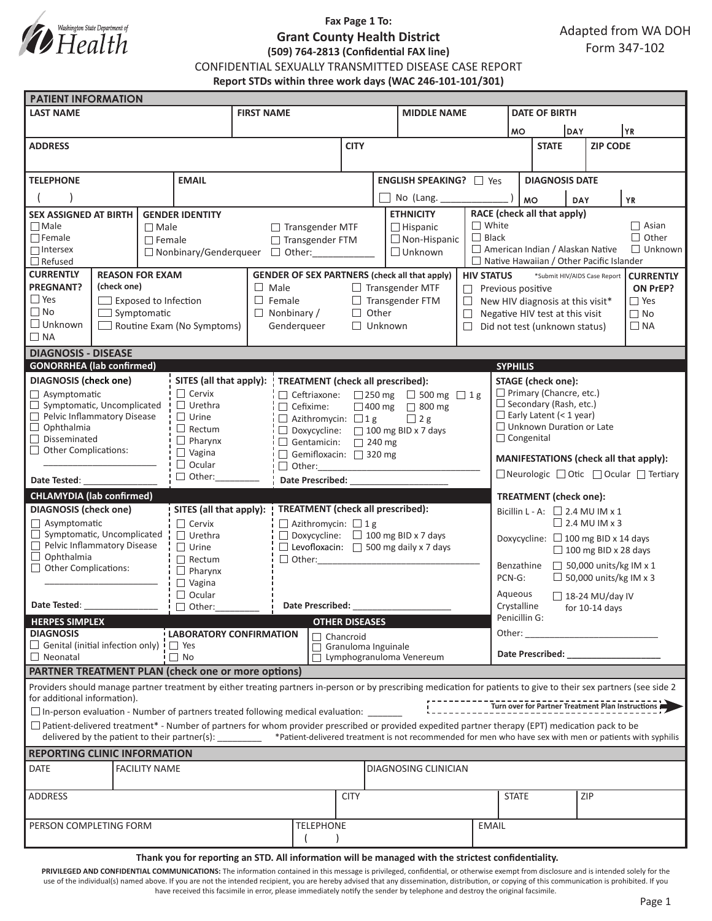Fax Page 1 To:
**Grant County Health District**
**(509) 764-2813 (Confidential FAX line)**

Adapted from WA DOH Form 347-102

# CONFIDENTIAL SEXUALLY TRANSMITTED DISEASE CASE REPORT

**Report STDs within three work days (WAC 246-101-101/301)**

## PATIENT INFORMATION

| LAST NAME | FIRST NAME | MIDDLE NAME | DATE OF BIRTH (MO / DAY / YR) |
|---|---|---|---|
| | | | |

| ADDRESS | CITY | STATE | ZIP CODE |
|---|---|---|---|
| | | | |

| TELEPHONE | EMAIL | ENGLISH SPEAKING? | DIAGNOSIS DATE (MO / DAY / YR) |
|---|---|---|---|
| ( ) | | ☐ Yes ☐ No (Lang. ____________ ) | |

**SEX ASSIGNED AT BIRTH**
- ☐ Male
- ☐ Female
- ☐ Intersex
- ☐ Refused

**GENDER IDENTITY**
- ☐ Male
- ☐ Female
- ☐ Nonbinary/Genderqueer
- ☐ Transgender MTF
- ☐ Transgender FTM
- ☐ Other:____________

**ETHNICITY**
- ☐ Hispanic
- ☐ Non-Hispanic
- ☐ Unknown

**RACE (check all that apply)**
- ☐ White
- ☐ Black
- ☐ American Indian / Alaskan Native
- ☐ Native Hawaiian / Other Pacific Islander
- ☐ Asian
- ☐ Other
- ☐ Unknown

**CURRENTLY PREGNANT?**
- ☐ Yes
- ☐ No
- ☐ Unknown
- ☐ NA

**REASON FOR EXAM (check one)**
- ☐ Exposed to Infection
- ☐ Symptomatic
- ☐ Routine Exam (No Symptoms)

**GENDER OF SEX PARTNERS (check all that apply)**
- ☐ Male
- ☐ Female
- ☐ Nonbinary / Genderqueer
- ☐ Transgender MTF
- ☐ Transgender FTM
- ☐ Other
- ☐ Unknown

**HIV STATUS** *Submit HIV/AIDS Case Report
- ☐ Previous positive
- ☐ New HIV diagnosis at this visit*
- ☐ Negative HIV test at this visit
- ☐ Did not test (unknown status)

**CURRENTLY ON PrEP?**
- ☐ Yes
- ☐ No
- ☐ NA

## DIAGNOSIS - DISEASE

### GONORRHEA (lab confirmed)

**DIAGNOSIS (check one)**
- ☐ Asymptomatic
- ☐ Symptomatic, Uncomplicated
- ☐ Pelvic Inflammatory Disease
- ☐ Ophthalmia
- ☐ Disseminated
- ☐ Other Complications: ______________________

Date Tested: ______________

**SITES (all that apply):**
- ☐ Cervix
- ☐ Urethra
- ☐ Urine
- ☐ Rectum
- ☐ Pharynx
- ☐ Vagina
- ☐ Ocular
- ☐ Other:________

**TREATMENT (check all prescribed):**
- ☐ Ceftriaxone: ☐ 250 mg ☐ 500 mg ☐ 1 g
- ☐ Cefixime: ☐ 400 mg ☐ 800 mg
- ☐ Azithromycin: ☐ 1 g ☐ 2 g
- ☐ Doxycycline: ☐ 100 mg BID x 7 days
- ☐ Gentamicin: ☐ 240 mg
- ☐ Gemifloxacin: ☐ 320 mg
- ☐ Other:________________________________

Date Prescribed: ___________________

### CHLAMYDIA (lab confirmed)

**DIAGNOSIS (check one)**
- ☐ Asymptomatic
- ☐ Symptomatic, Uncomplicated
- ☐ Pelvic Inflammatory Disease
- ☐ Ophthalmia
- ☐ Other Complications: ______________________

Date Tested: ______________

**SITES (all that apply):**
- ☐ Cervix
- ☐ Urethra
- ☐ Urine
- ☐ Rectum
- ☐ Pharynx
- ☐ Vagina
- ☐ Ocular
- ☐ Other:________

**TREATMENT (check all prescribed):**
- ☐ Azithromycin: ☐ 1 g
- ☐ Doxycycline: ☐ 100 mg BID x 7 days
- ☐ Levofloxacin: ☐ 500 mg daily x 7 days
- ☐ Other:________________________________

Date Prescribed: ___________________

### HERPES SIMPLEX

**DIAGNOSIS**
- ☐ Genital (initial infection only)
- ☐ Neonatal

**LABORATORY CONFIRMATION**
- ☐ Yes
- ☐ No

### OTHER DISEASES
- ☐ Chancroid
- ☐ Granuloma Inguinale
- ☐ Lymphogranuloma Venereum

### SYPHILIS

**STAGE (check one):**
- ☐ Primary (Chancre, etc.)
- ☐ Secondary (Rash, etc.)
- ☐ Early Latent (< 1 year)
- ☐ Unknown Duration or Late
- ☐ Congenital

**MANIFESTATIONS (check all that apply):**
☐ Neurologic ☐ Otic ☐ Ocular ☐ Tertiary

**TREATMENT (check one):**
- Bicillin L - A: ☐ 2.4 MU IM x 1 ☐ 2.4 MU IM x 3
- Doxycycline: ☐ 100 mg BID x 14 days ☐ 100 mg BID x 28 days
- Benzathine PCN-G: ☐ 50,000 units/kg IM x 1 ☐ 50,000 units/kg IM x 3
- Aqueous Crystalline Penicillin G: ☐ 18-24 MU/day IV for 10-14 days
- Other: __________________________

Date Prescribed: __________________

## PARTNER TREATMENT PLAN (check one or more options)

Providers should manage partner treatment by either treating partners in-person or by prescribing medication for patients to give to their sex partners (see side 2 for additional information).

**Turn over for Partner Treatment Plan Instructions**

☐ In-person evaluation - Number of partners treated following medical evaluation: _______

☐ Patient-delivered treatment* - Number of partners for whom provider prescribed or expedited partner therapy (EPT) medication pack to be delivered by the patient to their partner(s): ________ *Patient-delivered treatment is not recommended for men who have sex with men or patients with syphilis

## REPORTING CLINIC INFORMATION

| DATE | FACILITY NAME | DIAGNOSING CLINICIAN |
|---|---|---|
| | | |

| ADDRESS | CITY | STATE | ZIP |
|---|---|---|---|
| | | | |

| PERSON COMPLETING FORM | TELEPHONE | EMAIL |
|---|---|---|
| | ( ) | |

**Thank you for reporting an STD. All information will be managed with the strictest confidentiality.**

**PRIVILEGED AND CONFIDENTIAL COMMUNICATIONS:** The information contained in this message is privileged, confidential, or otherwise exempt from disclosure and is intended solely for the use of the individual(s) named above. If you are not the intended recipient, you are hereby advised that any dissemination, distribution, or copying of this communication is prohibited. If you have received this facsimile in error, please immediately notify the sender by telephone and destroy the original facsimile.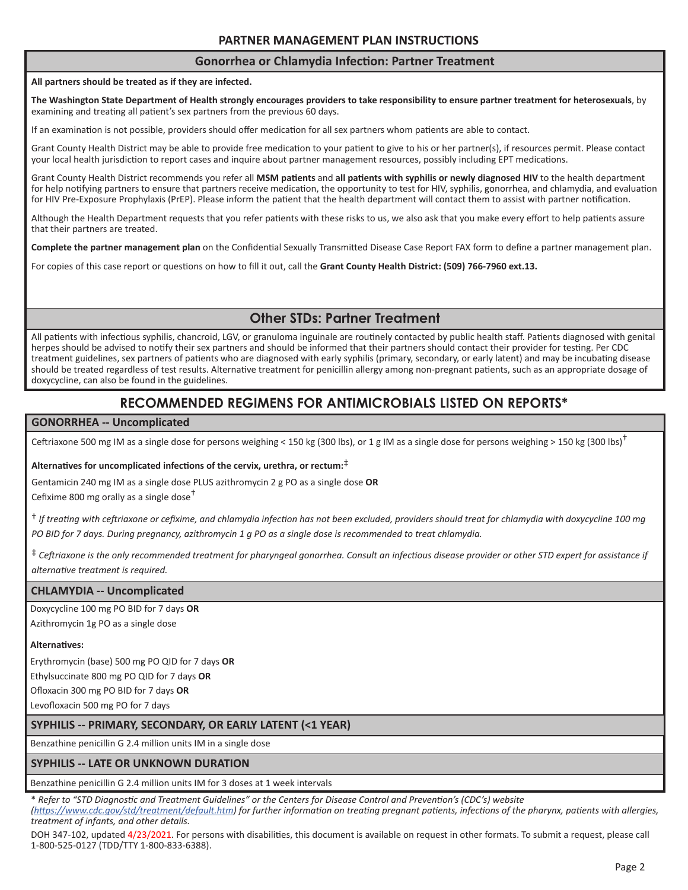# PARTNER MANAGEMENT PLAN INSTRUCTIONS

## Gonorrhea or Chlamydia Infection: Partner Treatment

**All partners should be treated as if they are infected.**

**The Washington State Department of Health strongly encourages providers to take responsibility to ensure partner treatment for heterosexuals**, by examining and treating all patient's sex partners from the previous 60 days.

If an examination is not possible, providers should offer medication for all sex partners whom patients are able to contact.

Grant County Health District may be able to provide free medication to your patient to give to his or her partner(s), if resources permit. Please contact your local health jurisdiction to report cases and inquire about partner management resources, possibly including EPT medications.

Grant County Health District recommends you refer all **MSM patients** and **all patients with syphilis or newly diagnosed HIV** to the health department for help notifying partners to ensure that partners receive medication, the opportunity to test for HIV, syphilis, gonorrhea, and chlamydia, and evaluation for HIV Pre-Exposure Prophylaxis (PrEP). Please inform the patient that the health department will contact them to assist with partner notification.

Although the Health Department requests that you refer patients with these risks to us, we also ask that you make every effort to help patients assure that their partners are treated.

**Complete the partner management plan** on the Confidential Sexually Transmitted Disease Case Report FAX form to define a partner management plan.

For copies of this case report or questions on how to fill it out, call the **Grant County Health District: (509) 766-7960 ext.13.**

## Other STDs: Partner Treatment

All patients with infectious syphilis, chancroid, LGV, or granuloma inguinale are routinely contacted by public health staff. Patients diagnosed with genital herpes should be advised to notify their sex partners and should be informed that their partners should contact their provider for testing. Per CDC treatment guidelines, sex partners of patients who are diagnosed with early syphilis (primary, secondary, or early latent) and may be incubating disease should be treated regardless of test results. Alternative treatment for penicillin allergy among non-pregnant patients, such as an appropriate dosage of doxycycline, can also be found in the guidelines.

## RECOMMENDED REGIMENS FOR ANTIMICROBIALS LISTED ON REPORTS*

### GONORRHEA -- Uncomplicated

Ceftriaxone 500 mg IM as a single dose for persons weighing < 150 kg (300 lbs), or 1 g IM as a single dose for persons weighing > 150 kg (300 lbs)†

**Alternatives for uncomplicated infections of the cervix, urethra, or rectum:‡**

Gentamicin 240 mg IM as a single dose PLUS azithromycin 2 g PO as a single dose **OR**

Cefixime 800 mg orally as a single dose†

† *If treating with ceftriaxone or cefixime, and chlamydia infection has not been excluded, providers should treat for chlamydia with doxycycline 100 mg PO BID for 7 days. During pregnancy, azithromycin 1 g PO as a single dose is recommended to treat chlamydia.*

‡ *Ceftriaxone is the only recommended treatment for pharyngeal gonorrhea. Consult an infectious disease provider or other STD expert for assistance if alternative treatment is required.*

### CHLAMYDIA -- Uncomplicated

Doxycycline 100 mg PO BID for 7 days **OR**

Azithromycin 1g PO as a single dose

**Alternatives:**

Erythromycin (base) 500 mg PO QID for 7 days **OR**

Ethylsuccinate 800 mg PO QID for 7 days **OR**

Ofloxacin 300 mg PO BID for 7 days **OR**

Levofloxacin 500 mg PO for 7 days

### SYPHILIS -- PRIMARY, SECONDARY, OR EARLY LATENT (<1 YEAR)

Benzathine penicillin G 2.4 million units IM in a single dose

### SYPHILIS -- LATE OR UNKNOWN DURATION

Benzathine penicillin G 2.4 million units IM for 3 doses at 1 week intervals

\* *Refer to "STD Diagnostic and Treatment Guidelines" or the Centers for Disease Control and Prevention's (CDC's) website (https://www.cdc.gov/std/treatment/default.htm) for further information on treating pregnant patients, infections of the pharynx, patients with allergies, treatment of infants, and other details.*

DOH 347-102, updated 4/23/2021. For persons with disabilities, this document is available on request in other formats. To submit a request, please call 1-800-525-0127 (TDD/TTY 1-800-833-6388).